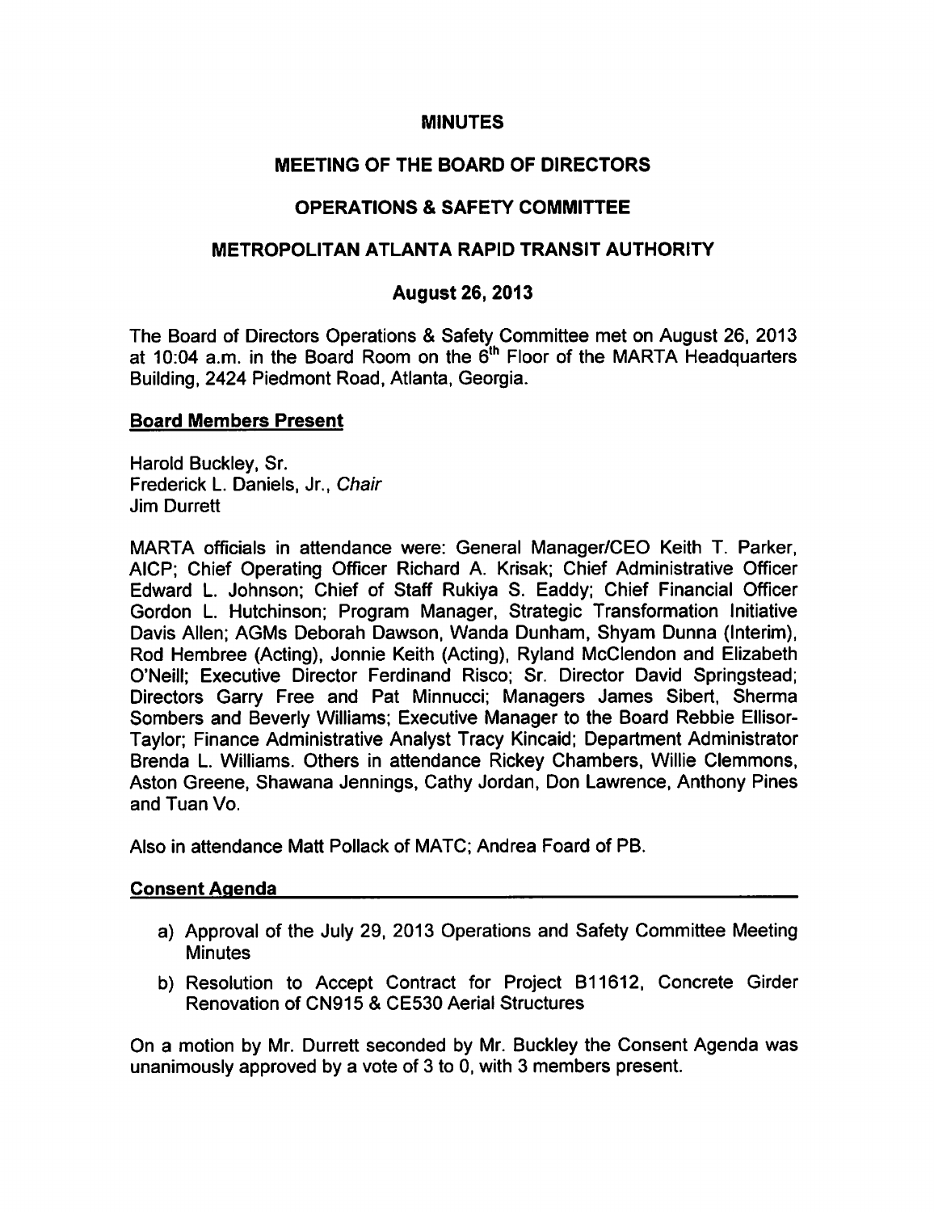# MINUTES

## MEETING OF THE BOARD OF DIRECTORS

## OPERATIONS & SAFETY COMMITTEE

## METROPOLITAN ATLANTA RAPID TRANSIT AUTHORITY

## August 26, 2013

The Board of Directors Operations & Safety Committee met on August 26, 2013 at 10:04 a.m. in the Board Room on the 6th Floor of the MARTA Headquarters Building, 2424 Piedmont Road, Atlanta, Georgia.

**Board Members Present**

Harold Buckley, Sr.
Frederick L. Daniels, Jr., *Chair*
Jim Durrett

MARTA officials in attendance were: General Manager/CEO Keith T. Parker, AICP; Chief Operating Officer Richard A. Krisak; Chief Administrative Officer Edward L. Johnson; Chief of Staff Rukiya S. Eaddy; Chief Financial Officer Gordon L. Hutchinson; Program Manager, Strategic Transformation Initiative Davis Allen; AGMs Deborah Dawson, Wanda Dunham, Shyam Dunna (Interim), Rod Hembree (Acting), Jonnie Keith (Acting), Ryland McClendon and Elizabeth O'Neill; Executive Director Ferdinand Risco; Sr. Director David Springstead; Directors Garry Free and Pat Minnucci; Managers James Sibert, Sherma Sombers and Beverly Williams; Executive Manager to the Board Rebbie Ellisor-Taylor; Finance Administrative Analyst Tracy Kincaid; Department Administrator Brenda L. Williams. Others in attendance Rickey Chambers, Willie Clemmons, Aston Greene, Shawana Jennings, Cathy Jordan, Don Lawrence, Anthony Pines and Tuan Vo.

Also in attendance Matt Pollack of MATC; Andrea Foard of PB.

**Consent Agenda**

a) Approval of the July 29, 2013 Operations and Safety Committee Meeting Minutes

b) Resolution to Accept Contract for Project B11612, Concrete Girder Renovation of CN915 & CE530 Aerial Structures

On a motion by Mr. Durrett seconded by Mr. Buckley the Consent Agenda was unanimously approved by a vote of 3 to 0, with 3 members present.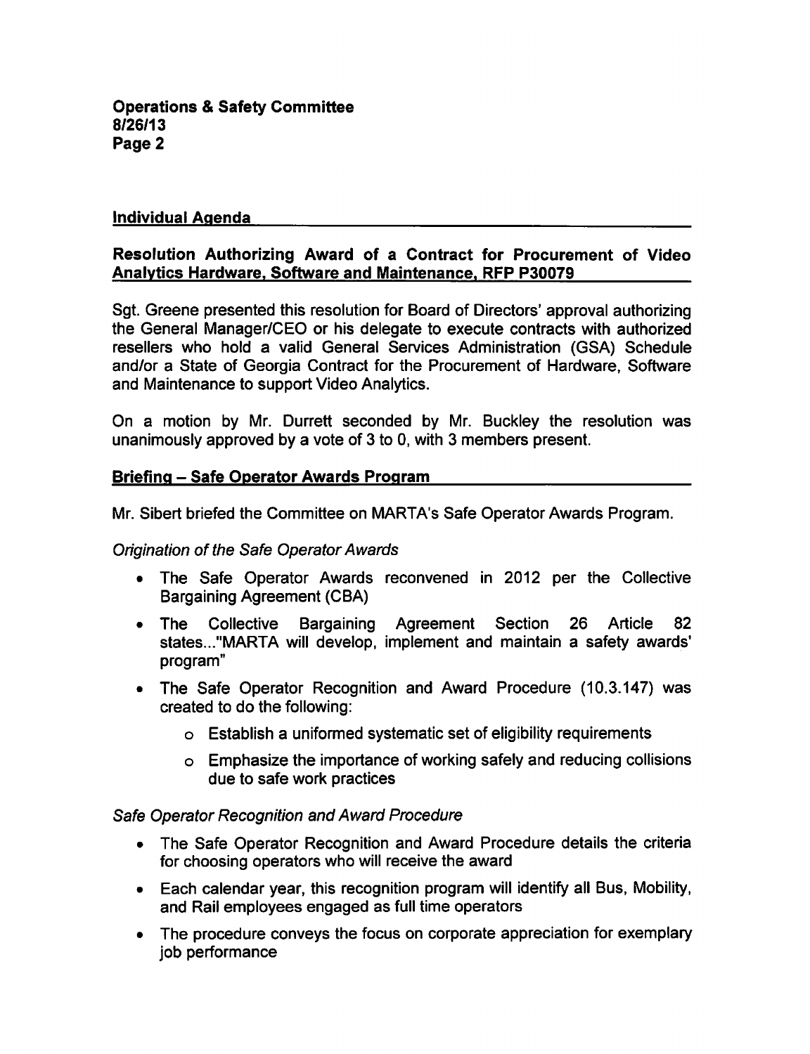## Individual Agenda

### Resolution Authorizing Award of a Contract for Procurement of Video Analytics Hardware, Software and Maintenance, RFP P30079

Sgt. Greene presented this resolution for Board of Directors' approval authorizing the General Manager/CEO or his delegate to execute contracts with authorized resellers who hold a valid General Services Administration (GSA) Schedule and/or a State of Georgia Contract for the Procurement of Hardware, Software and Maintenance to support Video Analytics.

On a motion by Mr. Durrett seconded by Mr. Buckley the resolution was unanimously approved by a vote of 3 to 0, with 3 members present.

### Briefing – Safe Operator Awards Program

Mr. Sibert briefed the Committee on MARTA's Safe Operator Awards Program.

*Origination of the Safe Operator Awards*

- The Safe Operator Awards reconvened in 2012 per the Collective Bargaining Agreement (CBA)
- The Collective Bargaining Agreement Section 26 Article 82 states..."MARTA will develop, implement and maintain a safety awards' program"
- The Safe Operator Recognition and Award Procedure (10.3.147) was created to do the following:
  - Establish a uniformed systematic set of eligibility requirements
  - Emphasize the importance of working safely and reducing collisions due to safe work practices

*Safe Operator Recognition and Award Procedure*

- The Safe Operator Recognition and Award Procedure details the criteria for choosing operators who will receive the award
- Each calendar year, this recognition program will identify all Bus, Mobility, and Rail employees engaged as full time operators
- The procedure conveys the focus on corporate appreciation for exemplary job performance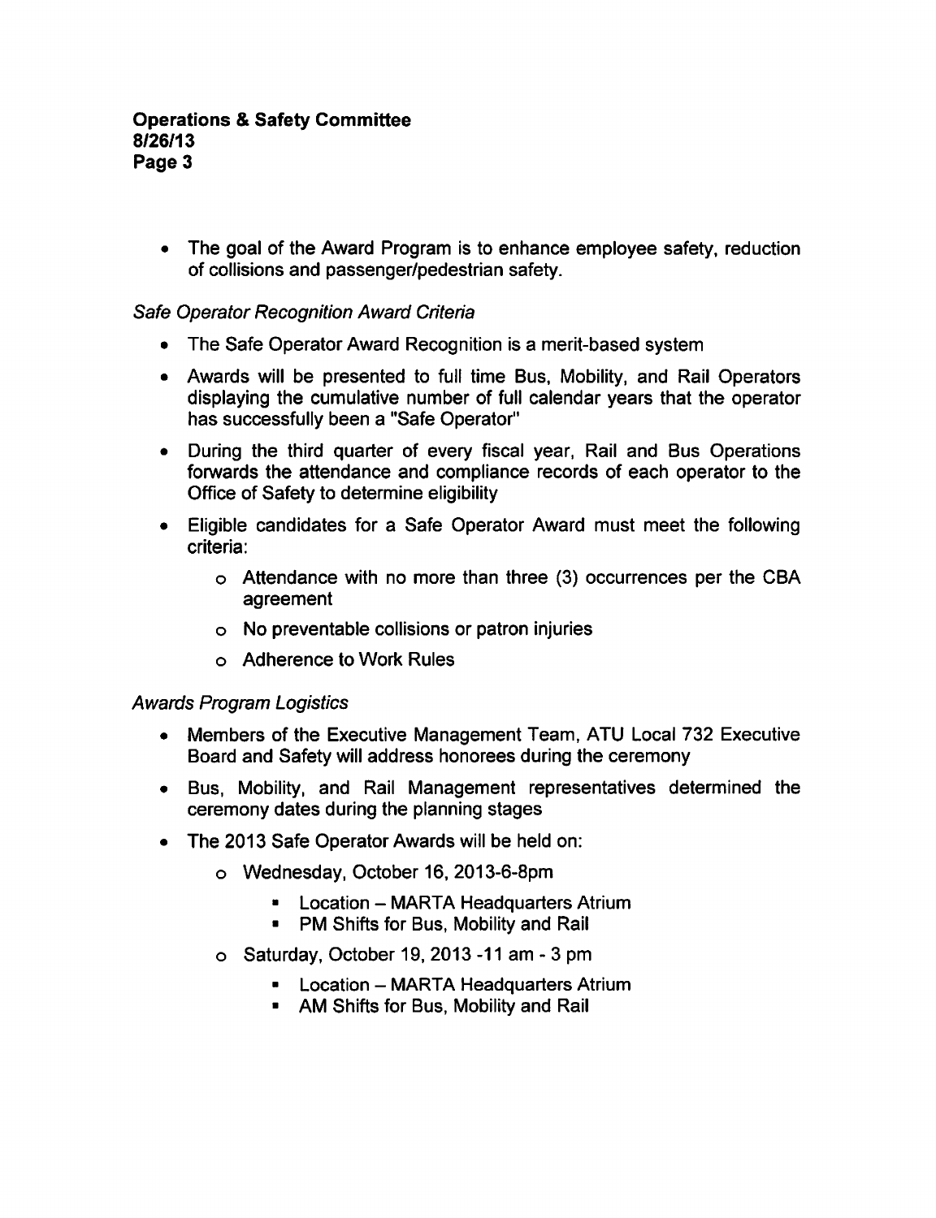- The goal of the Award Program is to enhance employee safety, reduction of collisions and passenger/pedestrian safety.

*Safe Operator Recognition Award Criteria*

- The Safe Operator Award Recognition is a merit-based system
- Awards will be presented to full time Bus, Mobility, and Rail Operators displaying the cumulative number of full calendar years that the operator has successfully been a "Safe Operator"
- During the third quarter of every fiscal year, Rail and Bus Operations forwards the attendance and compliance records of each operator to the Office of Safety to determine eligibility
- Eligible candidates for a Safe Operator Award must meet the following criteria:
    - Attendance with no more than three (3) occurrences per the CBA agreement
    - No preventable collisions or patron injuries
    - Adherence to Work Rules

*Awards Program Logistics*

- Members of the Executive Management Team, ATU Local 732 Executive Board and Safety will address honorees during the ceremony
- Bus, Mobility, and Rail Management representatives determined the ceremony dates during the planning stages
- The 2013 Safe Operator Awards will be held on:
    - Wednesday, October 16, 2013-6-8pm
        - Location – MARTA Headquarters Atrium
        - PM Shifts for Bus, Mobility and Rail
    - Saturday, October 19, 2013 -11 am - 3 pm
        - Location – MARTA Headquarters Atrium
        - AM Shifts for Bus, Mobility and Rail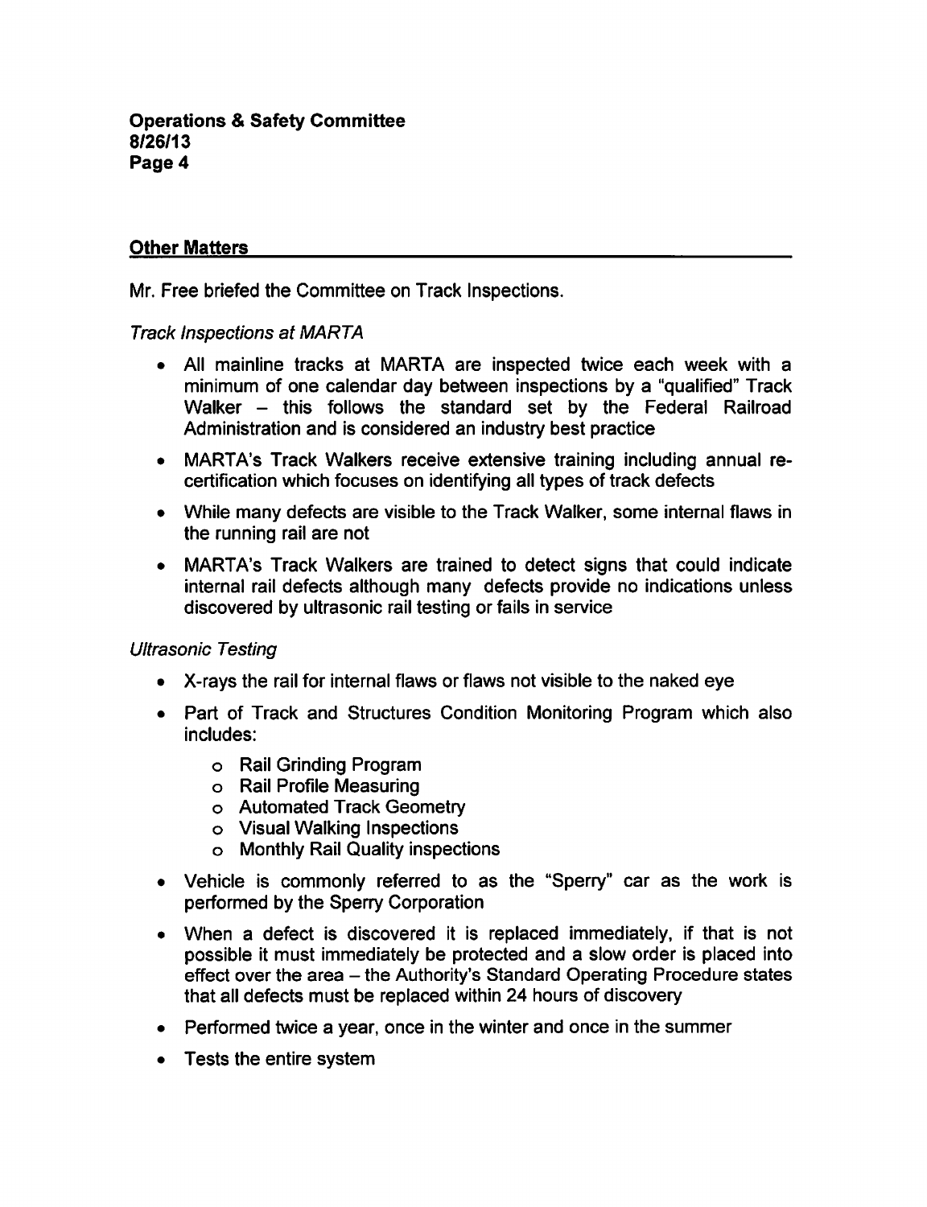## Other Matters

Mr. Free briefed the Committee on Track Inspections.

*Track Inspections at MARTA*

- All mainline tracks at MARTA are inspected twice each week with a minimum of one calendar day between inspections by a "qualified" Track Walker – this follows the standard set by the Federal Railroad Administration and is considered an industry best practice
- MARTA's Track Walkers receive extensive training including annual re-certification which focuses on identifying all types of track defects
- While many defects are visible to the Track Walker, some internal flaws in the running rail are not
- MARTA's Track Walkers are trained to detect signs that could indicate internal rail defects although many defects provide no indications unless discovered by ultrasonic rail testing or fails in service

*Ultrasonic Testing*

- X-rays the rail for internal flaws or flaws not visible to the naked eye
- Part of Track and Structures Condition Monitoring Program which also includes:
    - Rail Grinding Program
    - Rail Profile Measuring
    - Automated Track Geometry
    - Visual Walking Inspections
    - Monthly Rail Quality inspections
- Vehicle is commonly referred to as the "Sperry" car as the work is performed by the Sperry Corporation
- When a defect is discovered it is replaced immediately, if that is not possible it must immediately be protected and a slow order is placed into effect over the area – the Authority's Standard Operating Procedure states that all defects must be replaced within 24 hours of discovery
- Performed twice a year, once in the winter and once in the summer
- Tests the entire system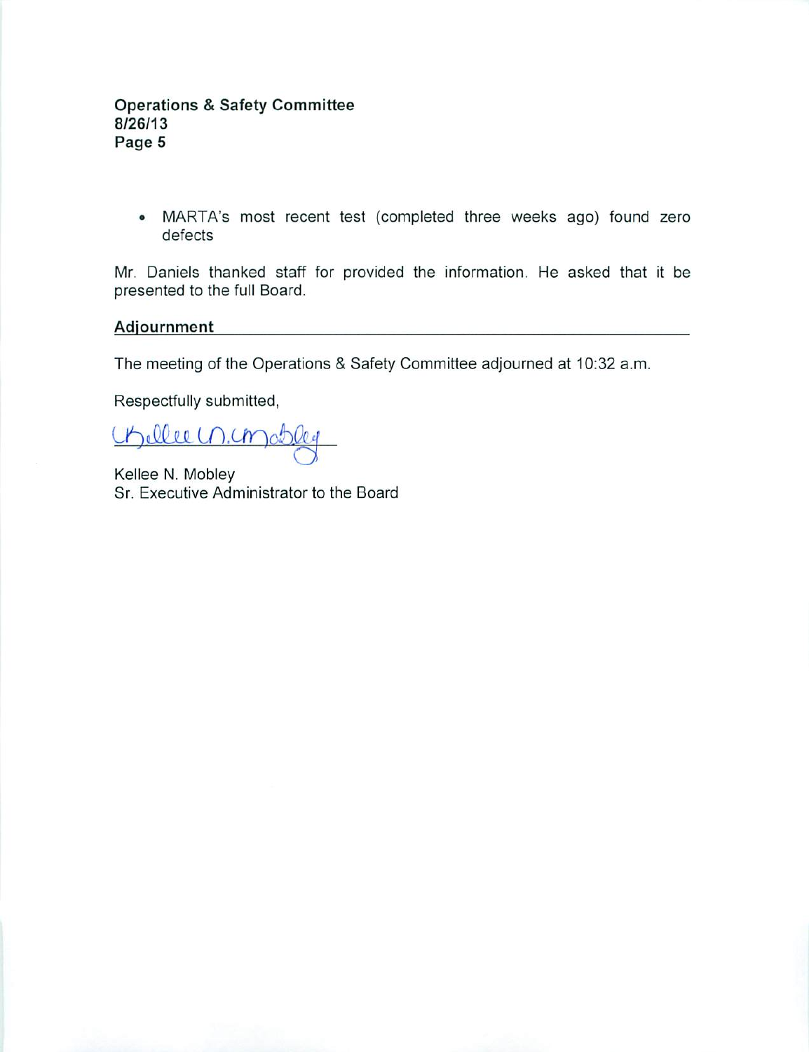- MARTA's most recent test (completed three weeks ago) found zero defects

Mr. Daniels thanked staff for provided the information. He asked that it be presented to the full Board.

## Adjournment

The meeting of the Operations & Safety Committee adjourned at 10:32 a.m.

Respectfully submitted,

Kellee N. Mobley

Kellee N. Mobley
Sr. Executive Administrator to the Board